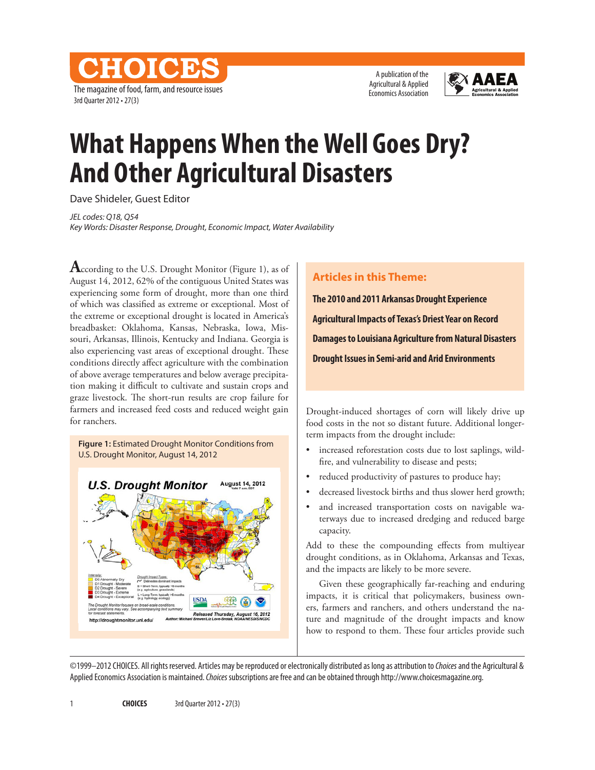# What Happens When the Well Goes Dry? And Other Agricultural Disasters

Dave Shideler, Guest Editor

*JEL codes: Q18, Q54*
*Key Words: Disaster Response, Drought, Economic Impact, Water Availability*

According to the U.S. Drought Monitor (Figure 1), as of August 14, 2012, 62% of the contiguous United States was experiencing some form of drought, more than one third of which was classified as extreme or exceptional. Most of the extreme or exceptional drought is located in America's breadbasket: Oklahoma, Kansas, Nebraska, Iowa, Missouri, Arkansas, Illinois, Kentucky and Indiana. Georgia is also experiencing vast areas of exceptional drought. These conditions directly affect agriculture with the combination of above average temperatures and below average precipitation making it difficult to cultivate and sustain crops and graze livestock. The short-run results are crop failure for farmers and increased feed costs and reduced weight gain for ranchers.

**Figure 1:** Estimated Drought Monitor Conditions from U.S. Drought Monitor, August 14, 2012

## Articles in this Theme:

**The 2010 and 2011 Arkansas Drought Experience**

**Agricultural Impacts of Texas's Driest Year on Record**

**Damages to Louisiana Agriculture from Natural Disasters**

**Drought Issues in Semi-arid and Arid Environments**

Drought-induced shortages of corn will likely drive up food costs in the not so distant future. Additional longer-term impacts from the drought include:

- increased reforestation costs due to lost saplings, wildfire, and vulnerability to disease and pests;
- reduced productivity of pastures to produce hay;
- decreased livestock births and thus slower herd growth;
- and increased transportation costs on navigable waterways due to increased dredging and reduced barge capacity.

Add to these the compounding effects from multiyear drought conditions, as in Oklahoma, Arkansas and Texas, and the impacts are likely to be more severe.

Given these geographically far-reaching and enduring impacts, it is critical that policymakers, business owners, farmers and ranchers, and others understand the nature and magnitude of the drought impacts and know how to respond to them. These four articles provide such

©1999–2012 CHOICES. All rights reserved. Articles may be reproduced or electronically distributed as long as attribution to *Choices* and the Agricultural & Applied Economics Association is maintained. *Choices* subscriptions are free and can be obtained through http://www.choicesmagazine.org.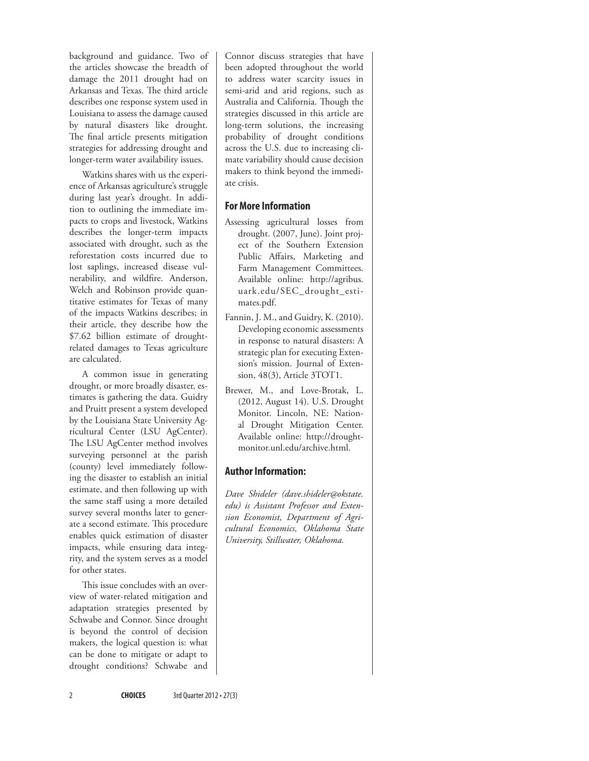background and guidance. Two of the articles showcase the breadth of damage the 2011 drought had on Arkansas and Texas. The third article describes one response system used in Louisiana to assess the damage caused by natural disasters like drought. The final article presents mitigation strategies for addressing drought and longer-term water availability issues.

Watkins shares with us the experience of Arkansas agriculture's struggle during last year's drought. In addition to outlining the immediate impacts to crops and livestock, Watkins describes the longer-term impacts associated with drought, such as the reforestation costs incurred due to lost saplings, increased disease vulnerability, and wildfire. Anderson, Welch and Robinson provide quantitative estimates for Texas of many of the impacts Watkins describes; in their article, they describe how the $7.62 billion estimate of drought-related damages to Texas agriculture are calculated.

A common issue in generating drought, or more broadly disaster, estimates is gathering the data. Guidry and Pruitt present a system developed by the Louisiana State University Agricultural Center (LSU AgCenter). The LSU AgCenter method involves surveying personnel at the parish (county) level immediately following the disaster to establish an initial estimate, and then following up with the same staff using a more detailed survey several months later to generate a second estimate. This procedure enables quick estimation of disaster impacts, while ensuring data integrity, and the system serves as a model for other states.

This issue concludes with an overview of water-related mitigation and adaptation strategies presented by Schwabe and Connor. Since drought is beyond the control of decision makers, the logical question is: what can be done to mitigate or adapt to drought conditions? Schwabe and Connor discuss strategies that have been adopted throughout the world to address water scarcity issues in semi-arid and arid regions, such as Australia and California. Though the strategies discussed in this article are long-term solutions, the increasing probability of drought conditions across the U.S. due to increasing climate variability should cause decision makers to think beyond the immediate crisis.

## For More Information

Assessing agricultural losses from drought. (2007, June). Joint project of the Southern Extension Public Affairs, Marketing and Farm Management Committees. Available online: http://agribus.uark.edu/SEC_drought_estimates.pdf.

Fannin, J. M., and Guidry, K. (2010). Developing economic assessments in response to natural disasters: A strategic plan for executing Extension's mission. Journal of Extension, 48(3), Article 3TOT1.

Brewer, M., and Love-Brotak, L. (2012, August 14). U.S. Drought Monitor. Lincoln, NE: National Drought Mitigation Center. Available online: http://droughtmonitor.unl.edu/archive.html.

## Author Information:

*Dave Shideler (dave.shideler@okstate.edu) is Assistant Professor and Extension Economist, Department of Agricultural Economics, Oklahoma State University, Stillwater, Oklahoma.*